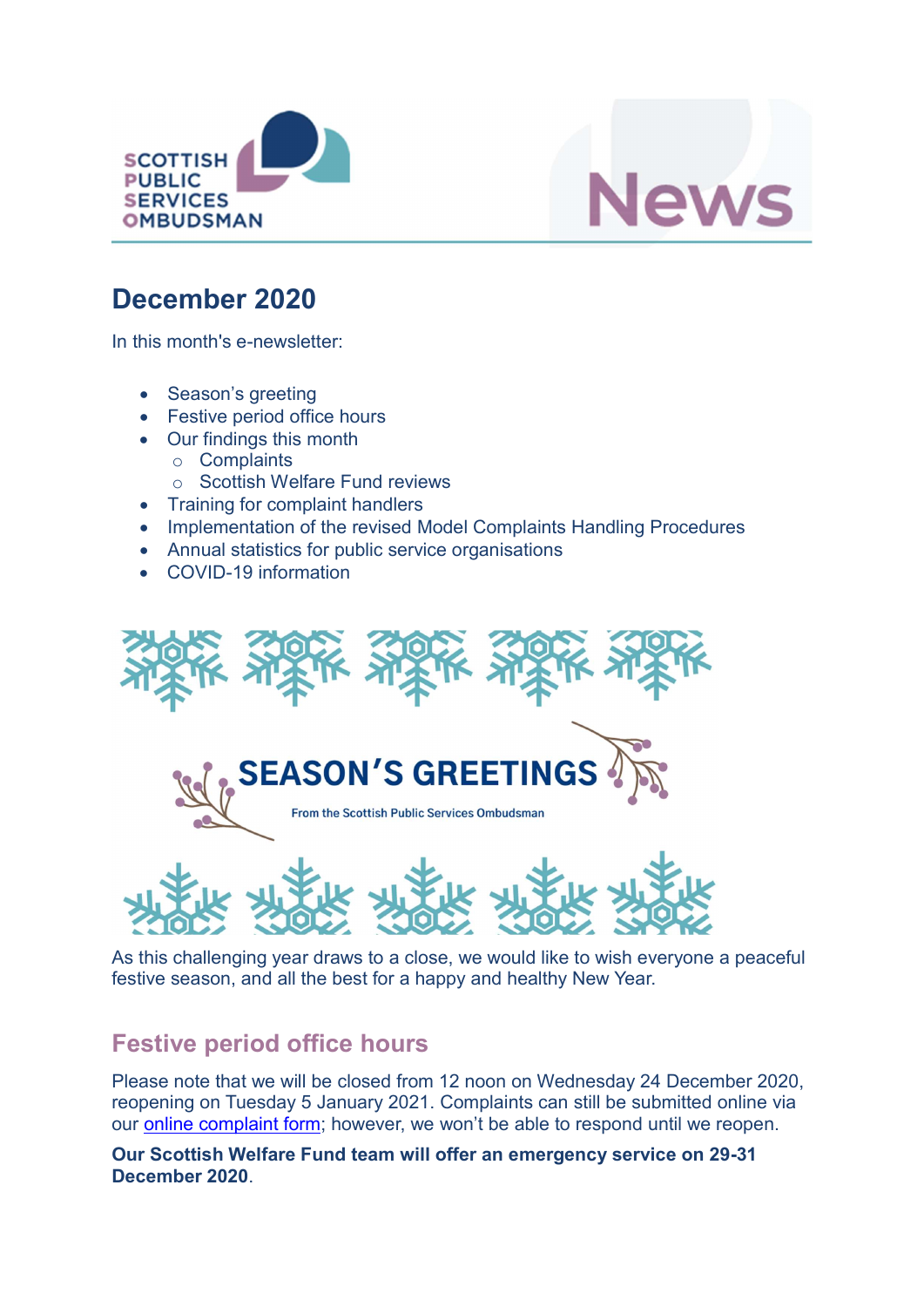SCOTTISH PUBLIC SERVICES OMBUDSMAN

News

# December 2020

In this month's e-newsletter:

- Season's greeting
- Festive period office hours
- Our findings this month
    - Complaints
    - Scottish Welfare Fund reviews
- Training for complaint handlers
- Implementation of the revised Model Complaints Handling Procedures
- Annual statistics for public service organisations
- COVID-19 information

SEASON'S GREETINGS

From the Scottish Public Services Ombudsman

As this challenging year draws to a close, we would like to wish everyone a peaceful festive season, and all the best for a happy and healthy New Year.

## Festive period office hours

Please note that we will be closed from 12 noon on Wednesday 24 December 2020, reopening on Tuesday 5 January 2021. Complaints can still be submitted online via our online complaint form; however, we won't be able to respond until we reopen.

**Our Scottish Welfare Fund team will offer an emergency service on 29-31 December 2020**.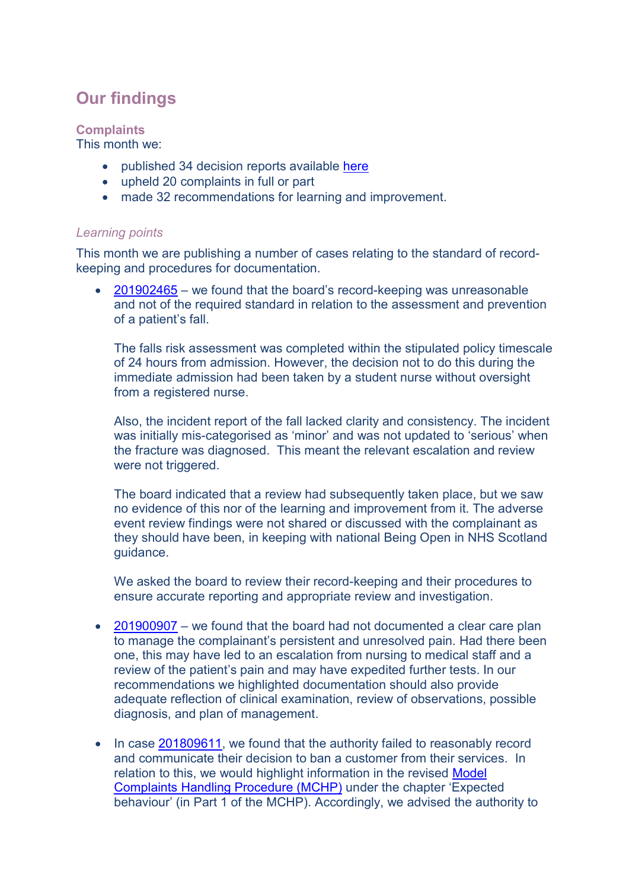## Our findings

### Complaints

This month we:

- published 34 decision reports available here
- upheld 20 complaints in full or part
- made 32 recommendations for learning and improvement.

#### *Learning points*

This month we are publishing a number of cases relating to the standard of record-keeping and procedures for documentation.

- 201902465 – we found that the board's record-keeping was unreasonable and not of the required standard in relation to the assessment and prevention of a patient's fall.

  The falls risk assessment was completed within the stipulated policy timescale of 24 hours from admission. However, the decision not to do this during the immediate admission had been taken by a student nurse without oversight from a registered nurse.

  Also, the incident report of the fall lacked clarity and consistency. The incident was initially mis-categorised as 'minor' and was not updated to 'serious' when the fracture was diagnosed. This meant the relevant escalation and review were not triggered.

  The board indicated that a review had subsequently taken place, but we saw no evidence of this nor of the learning and improvement from it. The adverse event review findings were not shared or discussed with the complainant as they should have been, in keeping with national Being Open in NHS Scotland guidance.

  We asked the board to review their record-keeping and their procedures to ensure accurate reporting and appropriate review and investigation.

- 201900907 – we found that the board had not documented a clear care plan to manage the complainant's persistent and unresolved pain. Had there been one, this may have led to an escalation from nursing to medical staff and a review of the patient's pain and may have expedited further tests. In our recommendations we highlighted documentation should also provide adequate reflection of clinical examination, review of observations, possible diagnosis, and plan of management.

- In case 201809611, we found that the authority failed to reasonably record and communicate their decision to ban a customer from their services. In relation to this, we would highlight information in the revised Model Complaints Handling Procedure (MCHP) under the chapter 'Expected behaviour' (in Part 1 of the MCHP). Accordingly, we advised the authority to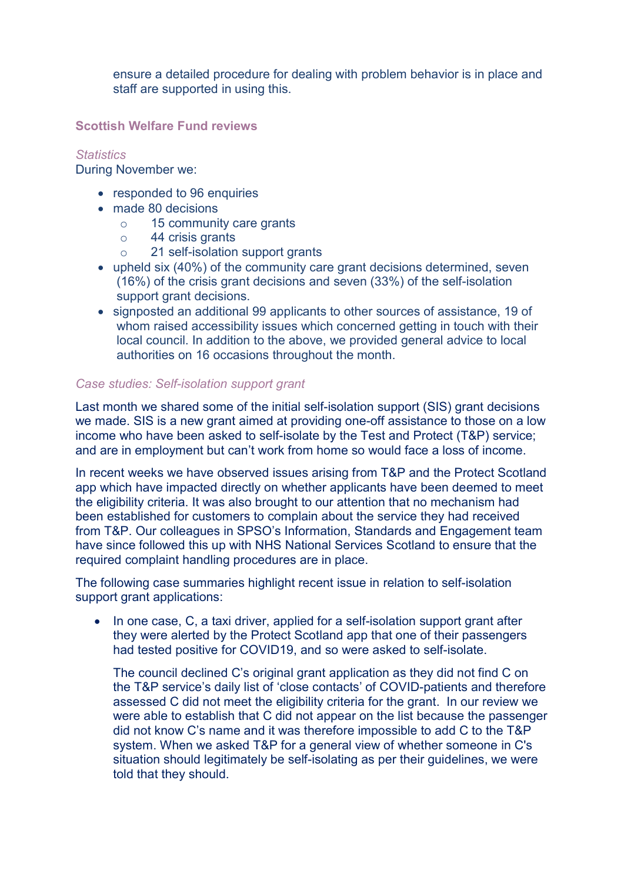ensure a detailed procedure for dealing with problem behavior is in place and staff are supported in using this.

## Scottish Welfare Fund reviews

*Statistics*

During November we:

- responded to 96 enquiries
- made 80 decisions
    - 15 community care grants
    - 44 crisis grants
    - 21 self-isolation support grants
- upheld six (40%) of the community care grant decisions determined, seven (16%) of the crisis grant decisions and seven (33%) of the self-isolation support grant decisions.
- signposted an additional 99 applicants to other sources of assistance, 19 of whom raised accessibility issues which concerned getting in touch with their local council. In addition to the above, we provided general advice to local authorities on 16 occasions throughout the month.

*Case studies: Self-isolation support grant*

Last month we shared some of the initial self-isolation support (SIS) grant decisions we made. SIS is a new grant aimed at providing one-off assistance to those on a low income who have been asked to self-isolate by the Test and Protect (T&P) service; and are in employment but can't work from home so would face a loss of income.

In recent weeks we have observed issues arising from T&P and the Protect Scotland app which have impacted directly on whether applicants have been deemed to meet the eligibility criteria. It was also brought to our attention that no mechanism had been established for customers to complain about the service they had received from T&P. Our colleagues in SPSO's Information, Standards and Engagement team have since followed this up with NHS National Services Scotland to ensure that the required complaint handling procedures are in place.

The following case summaries highlight recent issue in relation to self-isolation support grant applications:

- In one case, C, a taxi driver, applied for a self-isolation support grant after they were alerted by the Protect Scotland app that one of their passengers had tested positive for COVID19, and so were asked to self-isolate.

  The council declined C's original grant application as they did not find C on the T&P service's daily list of 'close contacts' of COVID-patients and therefore assessed C did not meet the eligibility criteria for the grant. In our review we were able to establish that C did not appear on the list because the passenger did not know C's name and it was therefore impossible to add C to the T&P system. When we asked T&P for a general view of whether someone in C's situation should legitimately be self-isolating as per their guidelines, we were told that they should.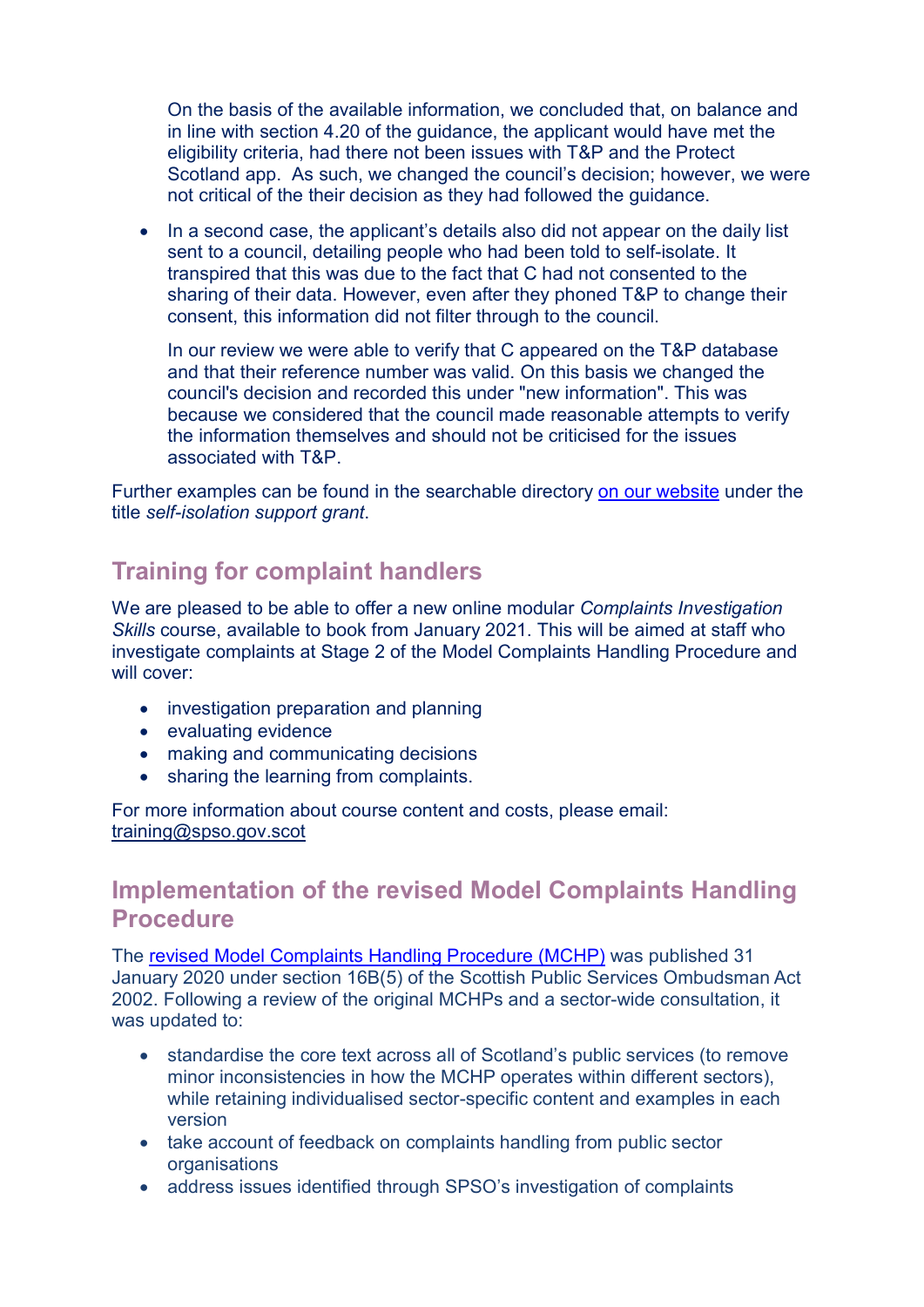On the basis of the available information, we concluded that, on balance and in line with section 4.20 of the guidance, the applicant would have met the eligibility criteria, had there not been issues with T&P and the Protect Scotland app. As such, we changed the council's decision; however, we were not critical of the their decision as they had followed the guidance.

- In a second case, the applicant's details also did not appear on the daily list sent to a council, detailing people who had been told to self-isolate. It transpired that this was due to the fact that C had not consented to the sharing of their data. However, even after they phoned T&P to change their consent, this information did not filter through to the council.

  In our review we were able to verify that C appeared on the T&P database and that their reference number was valid. On this basis we changed the council's decision and recorded this under "new information". This was because we considered that the council made reasonable attempts to verify the information themselves and should not be criticised for the issues associated with T&P.

Further examples can be found in the searchable directory [on our website](#) under the title *self-isolation support grant*.

## Training for complaint handlers

We are pleased to be able to offer a new online modular *Complaints Investigation Skills* course, available to book from January 2021. This will be aimed at staff who investigate complaints at Stage 2 of the Model Complaints Handling Procedure and will cover:

- investigation preparation and planning
- evaluating evidence
- making and communicating decisions
- sharing the learning from complaints.

For more information about course content and costs, please email: training@spso.gov.scot

## Implementation of the revised Model Complaints Handling Procedure

The [revised Model Complaints Handling Procedure (MCHP)](#) was published 31 January 2020 under section 16B(5) of the Scottish Public Services Ombudsman Act 2002. Following a review of the original MCHPs and a sector-wide consultation, it was updated to:

- standardise the core text across all of Scotland's public services (to remove minor inconsistencies in how the MCHP operates within different sectors), while retaining individualised sector-specific content and examples in each version
- take account of feedback on complaints handling from public sector organisations
- address issues identified through SPSO's investigation of complaints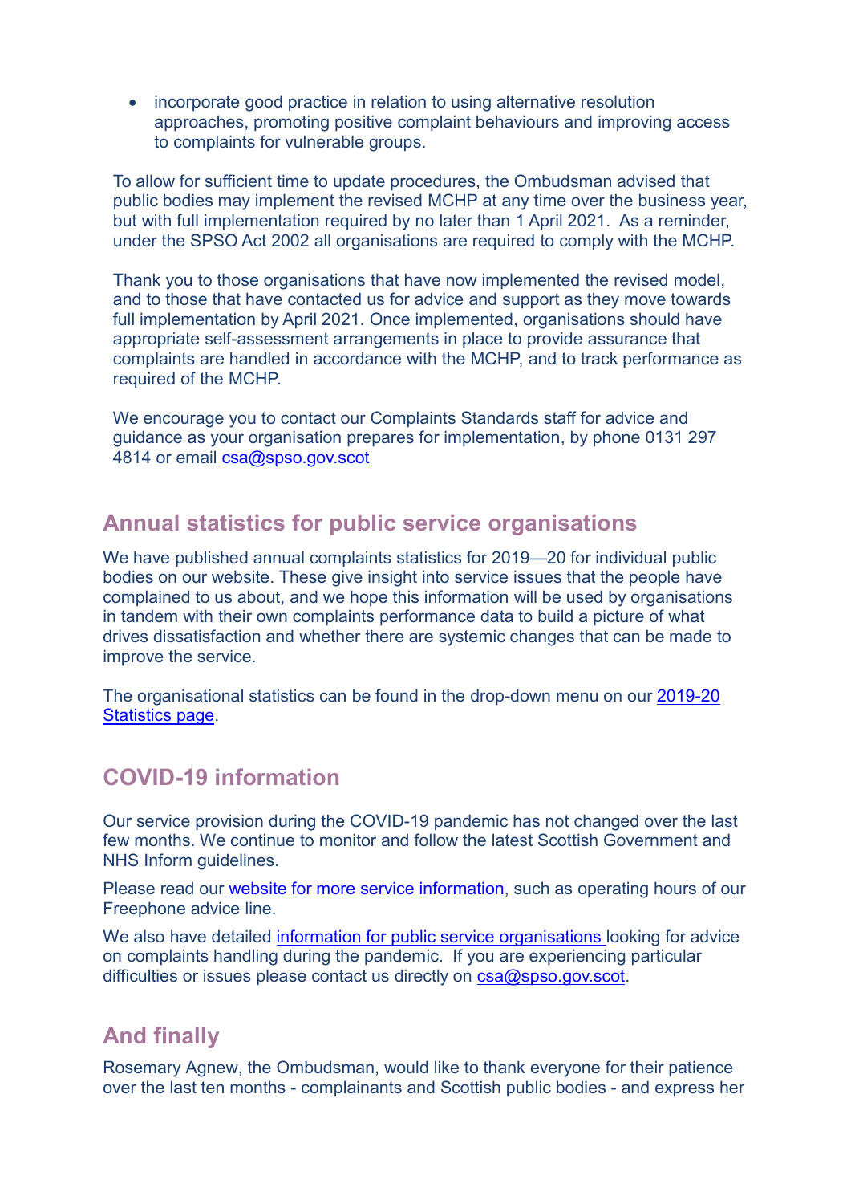- incorporate good practice in relation to using alternative resolution approaches, promoting positive complaint behaviours and improving access to complaints for vulnerable groups.

To allow for sufficient time to update procedures, the Ombudsman advised that public bodies may implement the revised MCHP at any time over the business year, but with full implementation required by no later than 1 April 2021. As a reminder, under the SPSO Act 2002 all organisations are required to comply with the MCHP.

Thank you to those organisations that have now implemented the revised model, and to those that have contacted us for advice and support as they move towards full implementation by April 2021. Once implemented, organisations should have appropriate self-assessment arrangements in place to provide assurance that complaints are handled in accordance with the MCHP, and to track performance as required of the MCHP.

We encourage you to contact our Complaints Standards staff for advice and guidance as your organisation prepares for implementation, by phone 0131 297 4814 or email csa@spso.gov.scot

## Annual statistics for public service organisations

We have published annual complaints statistics for 2019—20 for individual public bodies on our website. These give insight into service issues that the people have complained to us about, and we hope this information will be used by organisations in tandem with their own complaints performance data to build a picture of what drives dissatisfaction and whether there are systemic changes that can be made to improve the service.

The organisational statistics can be found in the drop-down menu on our 2019-20 Statistics page.

## COVID-19 information

Our service provision during the COVID-19 pandemic has not changed over the last few months. We continue to monitor and follow the latest Scottish Government and NHS Inform guidelines.

Please read our website for more service information, such as operating hours of our Freephone advice line.

We also have detailed information for public service organisations looking for advice on complaints handling during the pandemic. If you are experiencing particular difficulties or issues please contact us directly on csa@spso.gov.scot.

## And finally

Rosemary Agnew, the Ombudsman, would like to thank everyone for their patience over the last ten months - complainants and Scottish public bodies - and express her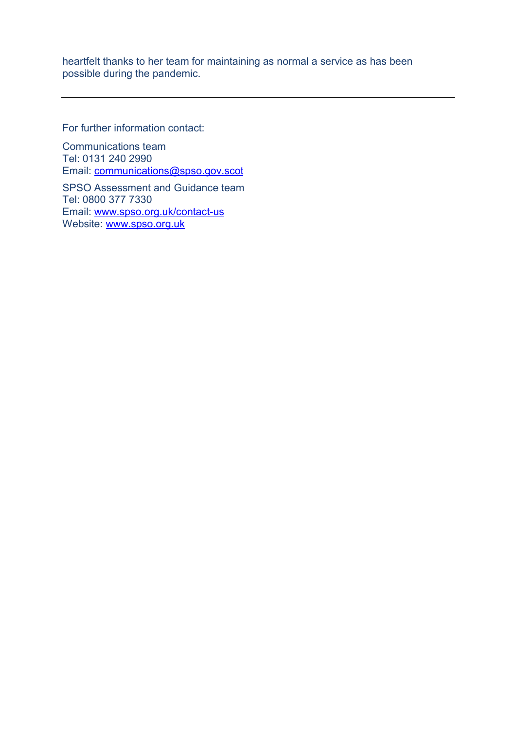heartfelt thanks to her team for maintaining as normal a service as has been possible during the pandemic.

---

For further information contact:

Communications team
Tel: 0131 240 2990
Email: communications@spso.gov.scot

SPSO Assessment and Guidance team
Tel: 0800 377 7330
Email: www.spso.org.uk/contact-us
Website: www.spso.org.uk